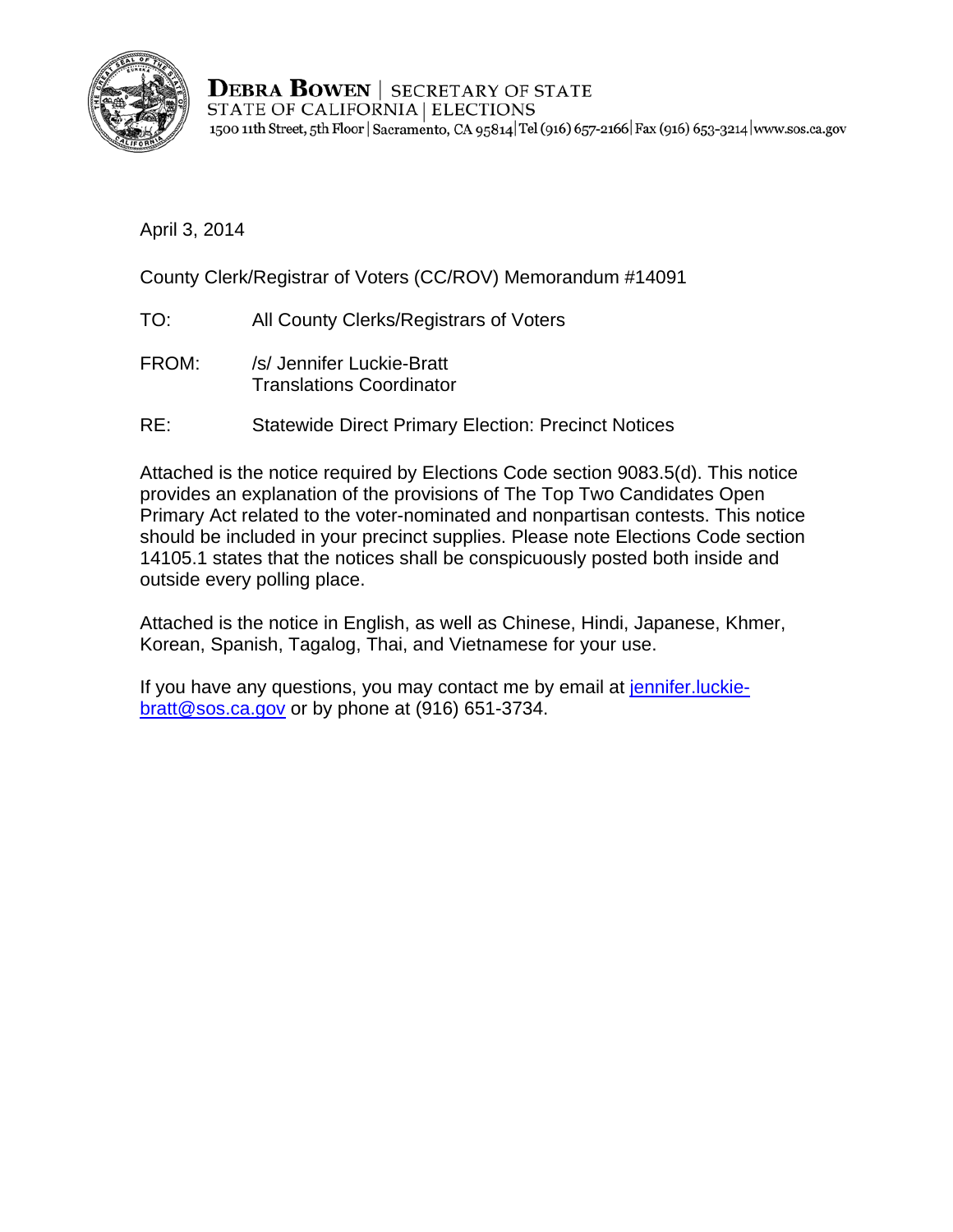**DEBRA BOWEN** | SECRETARY OF STATE
STATE OF CALIFORNIA | ELECTIONS
1500 11th Street, 5th Floor | Sacramento, CA 95814 | Tel (916) 657-2166 | Fax (916) 653-3214 | www.sos.ca.gov

April 3, 2014

County Clerk/Registrar of Voters (CC/ROV) Memorandum #14091

TO: All County Clerks/Registrars of Voters

FROM: /s/ Jennifer Luckie-Bratt
Translations Coordinator

RE: Statewide Direct Primary Election: Precinct Notices

Attached is the notice required by Elections Code section 9083.5(d). This notice provides an explanation of the provisions of The Top Two Candidates Open Primary Act related to the voter-nominated and nonpartisan contests. This notice should be included in your precinct supplies. Please note Elections Code section 14105.1 states that the notices shall be conspicuously posted both inside and outside every polling place.

Attached is the notice in English, as well as Chinese, Hindi, Japanese, Khmer, Korean, Spanish, Tagalog, Thai, and Vietnamese for your use.

If you have any questions, you may contact me by email at jennifer.luckie-bratt@sos.ca.gov or by phone at (916) 651-3734.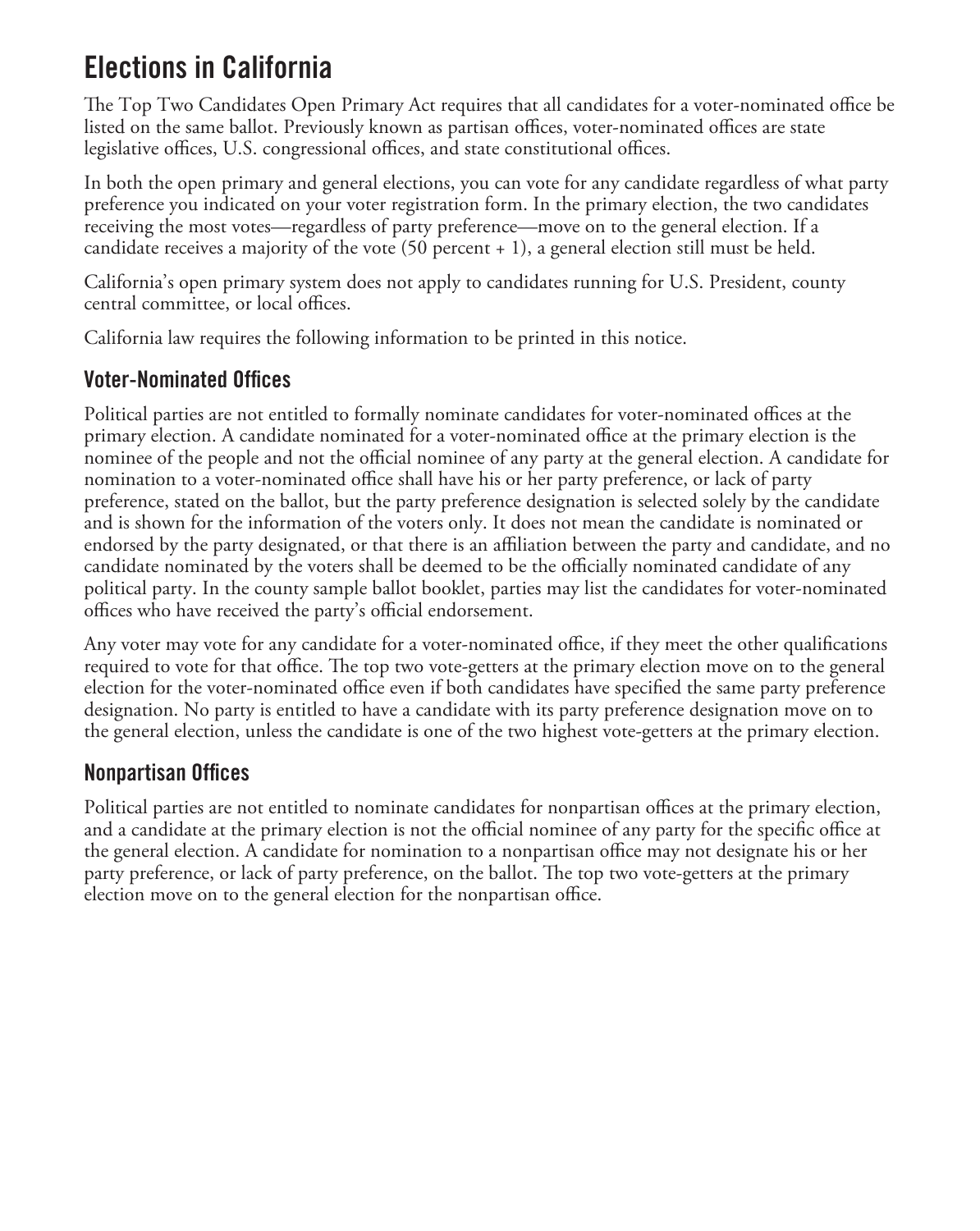# Elections in California

The Top Two Candidates Open Primary Act requires that all candidates for a voter-nominated office be listed on the same ballot. Previously known as partisan offices, voter-nominated offices are state legislative offices, U.S. congressional offices, and state constitutional offices.

In both the open primary and general elections, you can vote for any candidate regardless of what party preference you indicated on your voter registration form. In the primary election, the two candidates receiving the most votes—regardless of party preference—move on to the general election. If a candidate receives a majority of the vote (50 percent + 1), a general election still must be held.

California's open primary system does not apply to candidates running for U.S. President, county central committee, or local offices.

California law requires the following information to be printed in this notice.

## Voter-Nominated Offices

Political parties are not entitled to formally nominate candidates for voter-nominated offices at the primary election. A candidate nominated for a voter-nominated office at the primary election is the nominee of the people and not the official nominee of any party at the general election. A candidate for nomination to a voter-nominated office shall have his or her party preference, or lack of party preference, stated on the ballot, but the party preference designation is selected solely by the candidate and is shown for the information of the voters only. It does not mean the candidate is nominated or endorsed by the party designated, or that there is an affiliation between the party and candidate, and no candidate nominated by the voters shall be deemed to be the officially nominated candidate of any political party. In the county sample ballot booklet, parties may list the candidates for voter-nominated offices who have received the party's official endorsement.

Any voter may vote for any candidate for a voter-nominated office, if they meet the other qualifications required to vote for that office. The top two vote-getters at the primary election move on to the general election for the voter-nominated office even if both candidates have specified the same party preference designation. No party is entitled to have a candidate with its party preference designation move on to the general election, unless the candidate is one of the two highest vote-getters at the primary election.

## Nonpartisan Offices

Political parties are not entitled to nominate candidates for nonpartisan offices at the primary election, and a candidate at the primary election is not the official nominee of any party for the specific office at the general election. A candidate for nomination to a nonpartisan office may not designate his or her party preference, or lack of party preference, on the ballot. The top two vote-getters at the primary election move on to the general election for the nonpartisan office.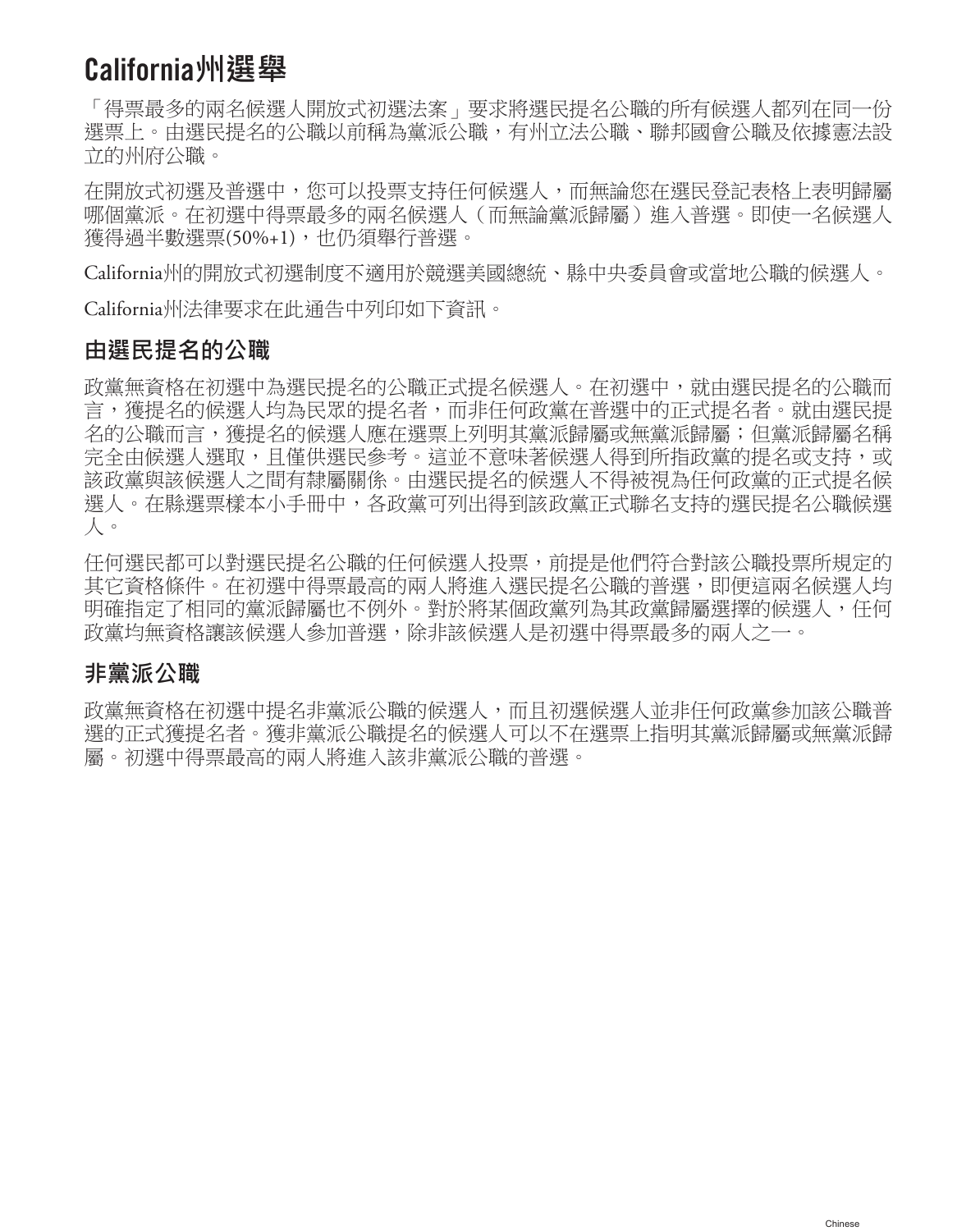# California州選舉

「得票最多的兩名候選人開放式初選法案」要求將選民提名公職的所有候選人都列在同一份選票上。由選民提名的公職以前稱為黨派公職，有州立法公職、聯邦國會公職及依據憲法設立的州府公職。

在開放式初選及普選中，您可以投票支持任何候選人，而無論您在選民登記表格上表明歸屬哪個黨派。在初選中得票最多的兩名候選人（而無論黨派歸屬）進入普選。即使一名候選人獲得過半數選票(50%+1)，也仍須舉行普選。

California州的開放式初選制度不適用於競選美國總統、縣中央委員會或當地公職的候選人。

California州法律要求在此通告中列印如下資訊。

## 由選民提名的公職

政黨無資格在初選中為選民提名的公職正式提名候選人。在初選中，就由選民提名的公職而言，獲提名的候選人均為民眾的提名者，而非任何政黨在普選中的正式提名者。就由選民提名的公職而言，獲提名的候選人應在選票上列明其黨派歸屬或無黨派歸屬；但黨派歸屬名稱完全由候選人選取，且僅供選民參考。這並不意味著候選人得到所指政黨的提名或支持，或該政黨與該候選人之間有隸屬關係。由選民提名的候選人不得被視為任何政黨的正式提名候選人。在縣選票樣本小手冊中，各政黨可列出得到該政黨正式聯名支持的選民提名公職候選人。

任何選民都可以對選民提名公職的任何候選人投票，前提是他們符合對該公職投票所規定的其它資格條件。在初選中得票最高的兩人將進入選民提名公職的普選，即便這兩名候選人均明確指定了相同的黨派歸屬也不例外。對於將某個政黨列為其政黨歸屬選擇的候選人，任何政黨均無資格讓該候選人參加普選，除非該候選人是初選中得票最多的兩人之一。

## 非黨派公職

政黨無資格在初選中提名非黨派公職的候選人，而且初選候選人並非任何政黨參加該公職普選的正式獲提名者。獲非黨派公職提名的候選人可以不在選票上指明其黨派歸屬或無黨派歸屬。初選中得票最高的兩人將進入該非黨派公職的普選。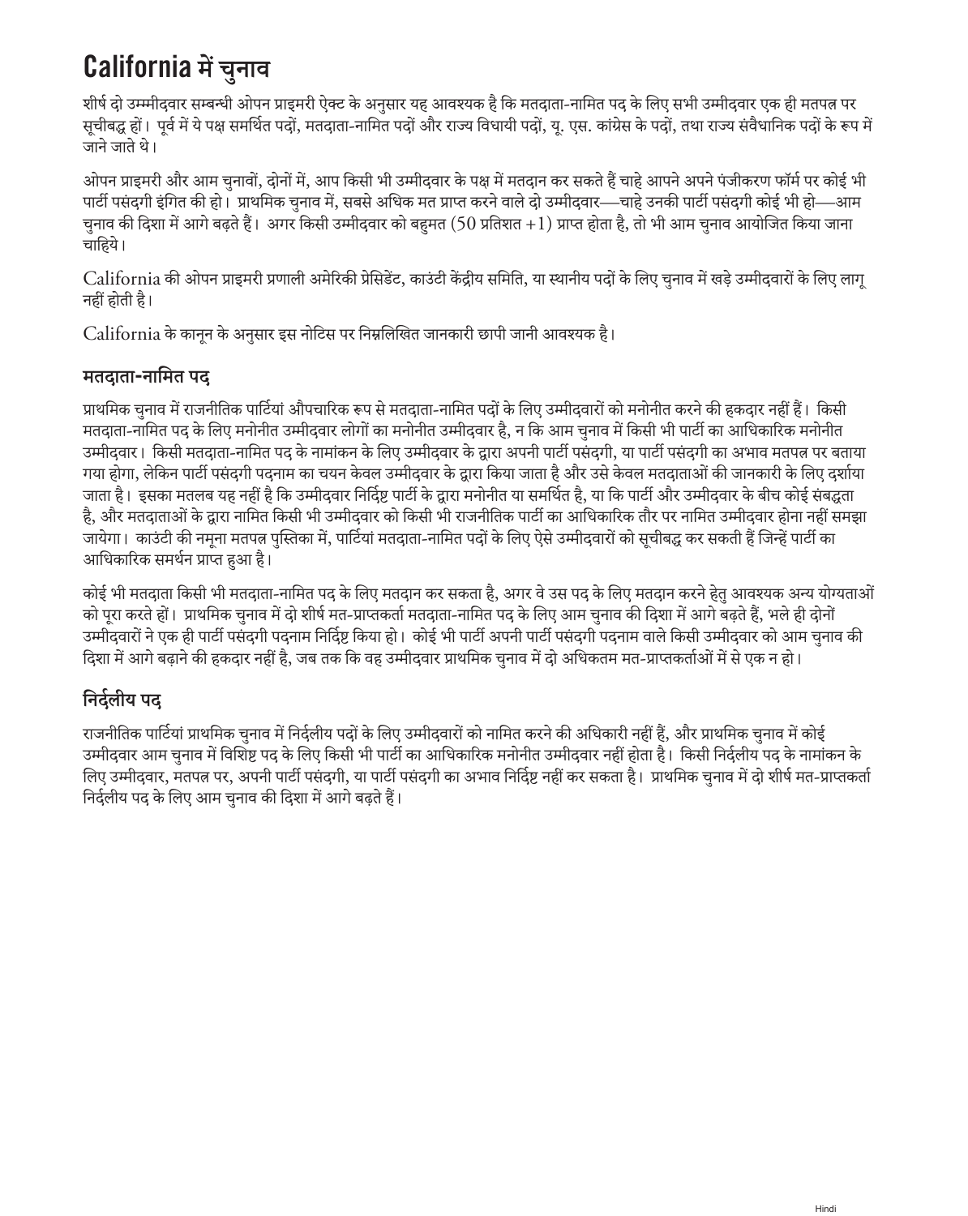# California में चुनाव

शीर्ष दो उम्मीदवार सम्बन्धी ओपन प्राइमरी ऐक्ट के अनुसार यह आवश्यक है कि मतदाता-नामित पद के लिए सभी उम्मीदवार एक ही मतपत्र पर सूचीबद्ध हों। पूर्व में ये पक्ष समर्थित पदों, मतदाता-नामित पदों और राज्य विधायी पदों, यू. एस. कांग्रेस के पदों, तथा राज्य संवैधानिक पदों के रूप में जाने जाते थे।

ओपन प्राइमरी और आम चुनावों, दोनों में, आप किसी भी उम्मीदवार के पक्ष में मतदान कर सकते हैं चाहे आपने अपने पंजीकरण फॉर्म पर कोई भी पार्टी पसंदगी इंगित की हो। प्राथमिक चुनाव में, सबसे अधिक मत प्राप्त करने वाले दो उम्मीदवार—चाहे उनकी पार्टी पसंदगी कोई भी हो—आम चुनाव की दिशा में आगे बढ़ते हैं। अगर किसी उम्मीदवार को बहुमत (50 प्रतिशत +1) प्राप्त होता है, तो भी आम चुनाव आयोजित किया जाना चाहिये।

California की ओपन प्राइमरी प्रणाली अमेरिकी प्रेसिडेंट, काउंटी केंद्रीय समिति, या स्थानीय पदों के लिए चुनाव में खड़े उम्मीदवारों के लिए लागू नहीं होती है।

California के कानून के अनुसार इस नोटिस पर निम्नलिखित जानकारी छापी जानी आवश्यक है।

## मतदाता-नामित पद

प्राथमिक चुनाव में राजनीतिक पार्टियां औपचारिक रूप से मतदाता-नामित पदों के लिए उम्मीदवारों को मनोनीत करने की हकदार नहीं हैं। किसी मतदाता-नामित पद के लिए मनोनीत उम्मीदवार लोगों का मनोनीत उम्मीदवार है, न कि आम चुनाव में किसी भी पार्टी का आधिकारिक मनोनीत उम्मीदवार। किसी मतदाता-नामित पद के नामांकन के लिए उम्मीदवार के द्वारा अपनी पार्टी पसंदगी, या पार्टी पसंदगी का अभाव मतपत्र पर बताया गया होगा, लेकिन पार्टी पसंदगी पदनाम का चयन केवल उम्मीदवार के द्वारा किया जाता है और उसे केवल मतदाताओं की जानकारी के लिए दर्शाया जाता है। इसका मतलब यह नहीं है कि उम्मीदवार निर्दिष्ट पार्टी के द्वारा मनोनीत या समर्थित है, या कि पार्टी और उम्मीदवार के बीच कोई संबद्धता है, और मतदाताओं के द्वारा नामित किसी भी उम्मीदवार को किसी भी राजनीतिक पार्टी का आधिकारिक तौर पर नामित उम्मीदवार होना नहीं समझा जायेगा। काउंटी की नमूना मतपत्र पुस्तिका में, पार्टियां मतदाता-नामित पदों के लिए ऐसे उम्मीदवारों को सूचीबद्ध कर सकती हैं जिन्हें पार्टी का आधिकारिक समर्थन प्राप्त हुआ है।

कोई भी मतदाता किसी भी मतदाता-नामित पद के लिए मतदान कर सकता है, अगर वे उस पद के लिए मतदान करने हेतु आवश्यक अन्य योग्यताओं को पूरा करते हों। प्राथमिक चुनाव में दो शीर्ष मत-प्राप्तकर्ता मतदाता-नामित पद के लिए आम चुनाव की दिशा में आगे बढ़ते हैं, भले ही दोनों उम्मीदवारों ने एक ही पार्टी पसंदगी पदनाम निर्दिष्ट किया हो। कोई भी पार्टी अपनी पार्टी पसंदगी पदनाम वाले किसी उम्मीदवार को आम चुनाव की दिशा में आगे बढ़ाने की हकदार नहीं है, जब तक कि वह उम्मीदवार प्राथमिक चुनाव में दो अधिकतम मत-प्राप्तकर्ताओं में से एक न हो।

## निर्दलीय पद

राजनीतिक पार्टियां प्राथमिक चुनाव में निर्दलीय पदों के लिए उम्मीदवारों को नामित करने की अधिकारी नहीं हैं, और प्राथमिक चुनाव में कोई उम्मीदवार आम चुनाव में विशिष्ट पद के लिए किसी भी पार्टी का आधिकारिक मनोनीत उम्मीदवार नहीं होता है। किसी निर्दलीय पद के नामांकन के लिए उम्मीदवार, मतपत्र पर, अपनी पार्टी पसंदगी, या पार्टी पसंदगी का अभाव निर्दिष्ट नहीं कर सकता है। प्राथमिक चुनाव में दो शीर्ष मत-प्राप्तकर्ता निर्दलीय पद के लिए आम चुनाव की दिशा में आगे बढ़ते हैं।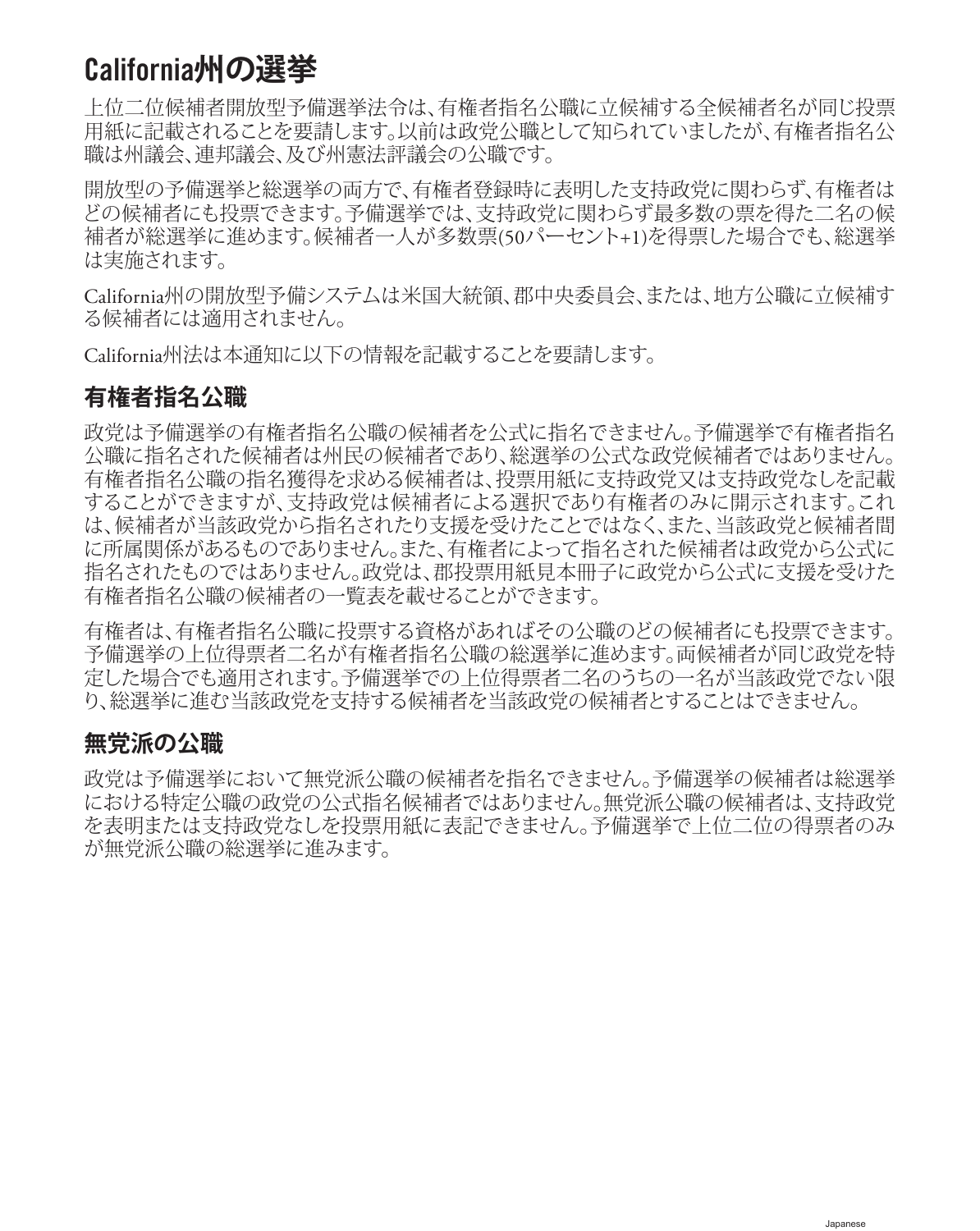# California州の選挙

上位二位候補者開放型予備選挙法令は、有権者指名公職に立候補する全候補者名が同じ投票用紙に記載されることを要請します。以前は政党公職として知られていましたが、有権者指名公職は州議会、連邦議会、及び州憲法評議会の公職です。

開放型の予備選挙と総選挙の両方で、有権者登録時に表明した支持政党に関わらず、有権者はどの候補者にも投票できます。予備選挙では、支持政党に関わらず最多数の票を得た二名の候補者が総選挙に進めます。候補者一人が多数票(50パーセント+1)を得票した場合でも、総選挙は実施されます。

California州の開放型予備システムは米国大統領、郡中央委員会、または、地方公職に立候補する候補者には適用されません。

California州法は本通知に以下の情報を記載することを要請します。

## 有権者指名公職

政党は予備選挙の有権者指名公職の候補者を公式に指名できません。予備選挙で有権者指名公職に指名された候補者は州民の候補者であり、総選挙の公式な政党候補者ではありません。有権者指名公職の指名獲得を求める候補者は、投票用紙に支持政党又は支持政党なしを記載することができますが、支持政党は候補者による選択であり有権者のみに開示されます。これは、候補者が当該政党から指名されたり支援を受けたことではなく、また、当該政党と候補者間に所属関係があるものでありません。また、有権者によって指名された候補者は政党から公式に指名されたものではありません。政党は、郡投票用紙見本冊子に政党から公式に支援を受けた有権者指名公職の候補者の一覧表を載せることができます。

有権者は、有権者指名公職に投票する資格があればその公職のどの候補者にも投票できます。予備選挙の上位得票者二名が有権者指名公職の総選挙に進めます。両候補者が同じ政党を特定した場合でも適用されます。予備選挙での上位得票者二名のうちの一名が当該政党でない限り、総選挙に進む当該政党を支持する候補者を当該政党の候補者とすることはできません。

## 無党派の公職

政党は予備選挙において無党派公職の候補者を指名できません。予備選挙の候補者は総選挙における特定公職の政党の公式指名候補者ではありません。無党派公職の候補者は、支持政党を表明または支持政党なしを投票用紙に表記できません。予備選挙で上位二位の得票者のみが無党派公職の総選挙に進みます。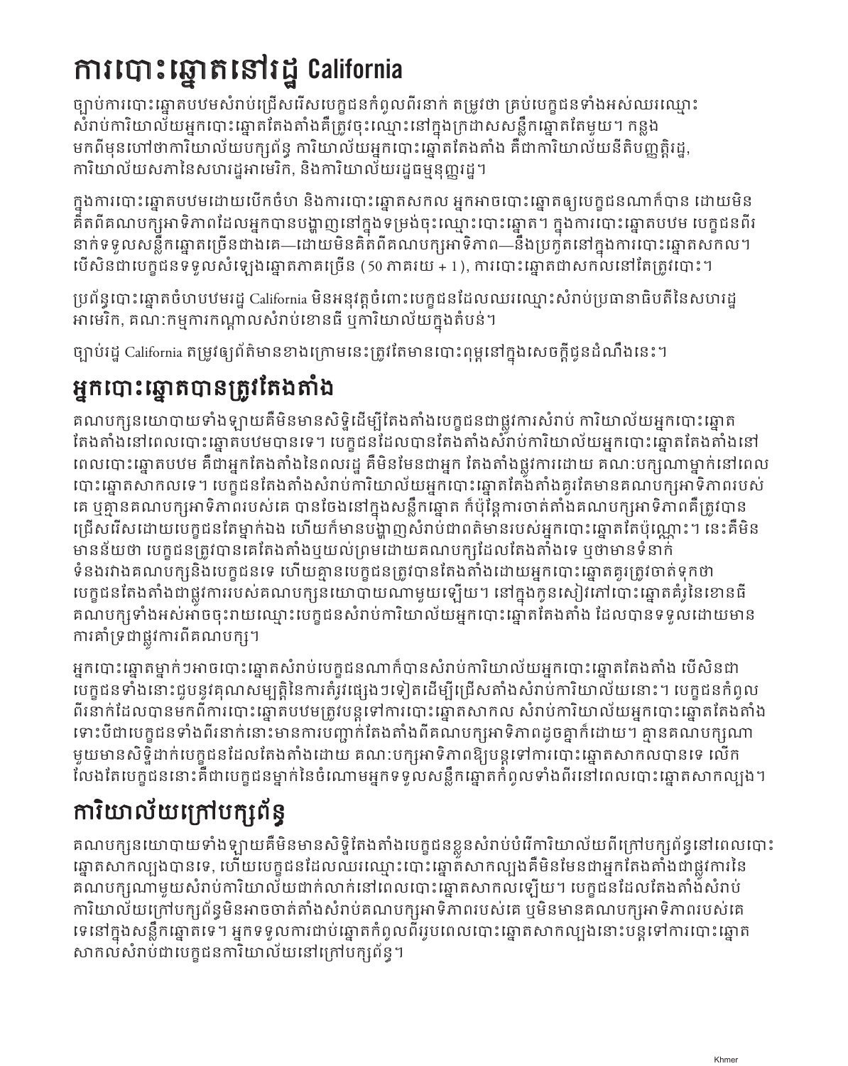# ការបោះឆ្នោតនៅរដ្ឋ California

ច្បាប់ការបោះឆ្នោតបឋមសំរាប់ជ្រើសរើសបេក្ខជនកំពូលពីរនាក់ តម្រូវថា គ្រប់បេក្ខជនទាំងអស់ឈរឈ្មោះសំរាប់ការិយាល័យអ្នកបោះឆ្នោតតែងតាំងគឺត្រូវចុះឈ្មោះនៅក្នុងក្រដាសសន្លឹកឆ្នោតតែមួយ។ កន្លងមកពីមុនហៅថាការិយាល័យបក្សព័ន្ធ ការិយាល័យអ្នកបោះឆ្នោតតែងតាំង គឺជាការិយាល័យនីតិបញ្ញត្តិរដ្ឋ, ការិយាល័យសភានៃសហរដ្ឋអាមេរិក, និងការិយាល័យរដ្ឋធម្មនុញ្ញរដ្ឋ។

ក្នុងការបោះឆ្នោតបឋមដោយបើកចំហ និងការបោះឆ្នោតសកល អ្នកអាចបោះឆ្នោតឲ្យបេក្ខជនណាក៏បាន ដោយមិនគិតពីគណបក្សអាទិភាពដែលអ្នកបានបង្ហាញនៅក្នុងទម្រង់ចុះឈ្មោះបោះឆ្នោត។ ក្នុងការបោះឆ្នោតបឋម បេក្ខជនពីរនាក់ទទួលសន្លឹកឆ្នោតច្រើនជាងគេ—ដោយមិនគិតពីគណបក្សអាទិភាព—នឹងប្រកួតនៅក្នុងការបោះឆ្នោតសកល។ បើសិនជាបេក្ខជនទទួលសំឡេងឆ្នោតភាគច្រើន (50 ភាគរយ + 1), ការបោះឆ្នោតជាសកលនៅតែត្រូវបោះ។

ប្រព័ន្ធបោះឆ្នោតចំហបឋមរដ្ឋ California មិនអនុវត្តចំពោះបេក្ខជនដែលឈរឈ្មោះសំរាប់ប្រធានាធិបតីនៃសហរដ្ឋអាមេរិក, គណៈកម្មការកណ្តាលសំរាប់ខោនធី ឬការិយាល័យក្នុងតំបន់។

ច្បាប់រដ្ឋ California តម្រូវឲ្យព័ត៌មានខាងក្រោមនេះត្រូវតែមានបោះពុម្ពនៅក្នុងសេចក្តីជូនដំណឹងនេះ។

## អ្នកបោះឆ្នោតបានត្រូវតែងតាំង

គណបក្សនយោបាយទាំងឡាយគឺមិនមានសិទ្ធិដើម្បីតែងតាំងបេក្ខជនជាផ្លូវការសំរាប់ ការិយាល័យអ្នកបោះឆ្នោតតែងតាំងនៅពេលបោះឆ្នោតបឋមបានទេ។ បេក្ខជនដែលបានតែងតាំងសំរាប់ការិយាល័យអ្នកបោះឆ្នោតតែងតាំងនៅពេលបោះឆ្នោតបឋម គឺជាអ្នកតែងតាំងនៃពលរដ្ឋ គឺមិនមែនជាអ្នក តែងតាំងផ្លូវការដោយ គណៈបក្សណាម្នាក់នៅពេលបោះឆ្នោតសាកលទេ។ បេក្ខជនតែងតាំងសំរាប់ការិយាល័យអ្នកបោះឆ្នោតតែងតាំងគួរតែមានគណបក្សអាទិភាពរបស់គេ ឬគ្មានគណបក្សអាទិភាពរបស់គេ បានចែងនៅក្នុងសន្លឹកឆ្នោត ក៏ប៉ុន្តែការចាត់តាំងគណបក្សអាទិភាពគឺត្រូវបានជ្រើសរើសដោយបេក្ខជនតែម្នាក់ឯង ហើយក៏មានបង្ហាញសំរាប់ជាពត៌មានរបស់អ្នកបោះឆ្នោតតែប៉ុណ្ណោះ។ នេះគឺមិនមានន័យថា បេក្ខជនត្រូវបានគេតែងតាំងឬយល់ព្រមដោយគណបក្សដែលតែងតាំងទេ ឬថាមានទំនាក់ទំនងរវាងគណបក្សនិងបេក្ខជនទេ ហើយគ្មានបេក្ខជនត្រូវបានតែងតាំងដោយអ្នកបោះឆ្នោតគួរត្រូវចាត់ទុកថាបេក្ខជនតែងតាំងជាផ្លូវការរបស់គណបក្សនយោបាយណាមួយឡើយ។ នៅក្នុងកូនសៀវភៅបោះឆ្នោតគំរូនៃខោនធីគណបក្សទាំងអស់អាចចុះរាយឈ្មោះបេក្ខជនសំរាប់ការិយាល័យអ្នកបោះឆ្នោតតែងតាំង ដែលបានទទួលដោយមានការគាំទ្រជាផ្លូវការពីគណបក្ស។

អ្នកបោះឆ្នោតម្នាក់ៗអាចបោះឆ្នោតសំរាប់បេក្ខជនណាក៏បានសំរាប់ការិយាល័យអ្នកបោះឆ្នោតតែងតាំង បើសិនជាបេក្ខជនទាំងនោះជួបនូវគុណសម្បត្តិនៃការតំរូវផ្សេងៗទៀតដើម្បីជ្រើសតាំងសំរាប់ការិយាល័យនោះ។ បេក្ខជនកំពូលពីរនាក់ដែលបានមកពីការបោះឆ្នោតបឋមត្រូវបន្តទៅការបោះឆ្នោតសាកល សំរាប់ការិយាល័យអ្នកបោះឆ្នោតតែងតាំងទោះបីជាបេក្ខជនទាំងពីរនាក់នោះមានការបញ្ជាក់តែងតាំងពីគណបក្សអាទិភាពដូចគ្នាក៏ដោយ។ គ្មានគណបក្សណាមួយមានសិទ្ធិដាក់បេក្ខជនដែលតែងតាំងដោយ គណៈបក្សអាទិភាពឱ្យបន្តទៅការបោះឆ្នោតសាកលបានទេ លើកលែងតែបេក្ខជននោះគឺជាបេក្ខជនម្នាក់នៃចំណោមអ្នកទទួលសន្លឹកឆ្នោតកំពូលទាំងពីរនៅពេលបោះឆ្នោតសាកលល្បង។

## ការិយាល័យក្រៅបក្សព័ន្ធ

គណបក្សនយោបាយទាំងឡាយគឺមិនមានសិទ្ធិតែងតាំងបេក្ខជនខ្លួនសំរាប់បំរើការិយាល័យពីក្រៅបក្សព័ន្ធនៅពេលបោះឆ្នោតសាកល្បងបានទេ, ហើយបេក្ខជនដែលឈរឈ្មោះបោះឆ្នោតសាកល្បងគឺមិនមែនជាអ្នកតែងតាំងជាផ្លូវការនៃគណបក្សណាមួយសំរាប់ការិយាល័យជាក់លាក់នៅពេលបោះឆ្នោតសាកលឡើយ។ បេក្ខជនដែលតែងតាំងសំរាប់ការិយាល័យក្រៅបក្សព័ន្ធមិនអាចចាត់តាំងសំរាប់គណបក្សអាទិភាពរបស់គេ ឬមិនមានគណបក្សអាទិភាពរបស់គេទេនៅក្នុងសន្លឹកឆ្នោតទេ។ អ្នកទទួលការជាប់ឆ្នោតកំពូលពីររូបពេលបោះឆ្នោតសាកល្បងនោះបន្តទៅការបោះឆ្នោតសាកលសំរាប់ជាបេក្ខជនការិយាល័យនៅក្រៅបក្សព័ន្ធ។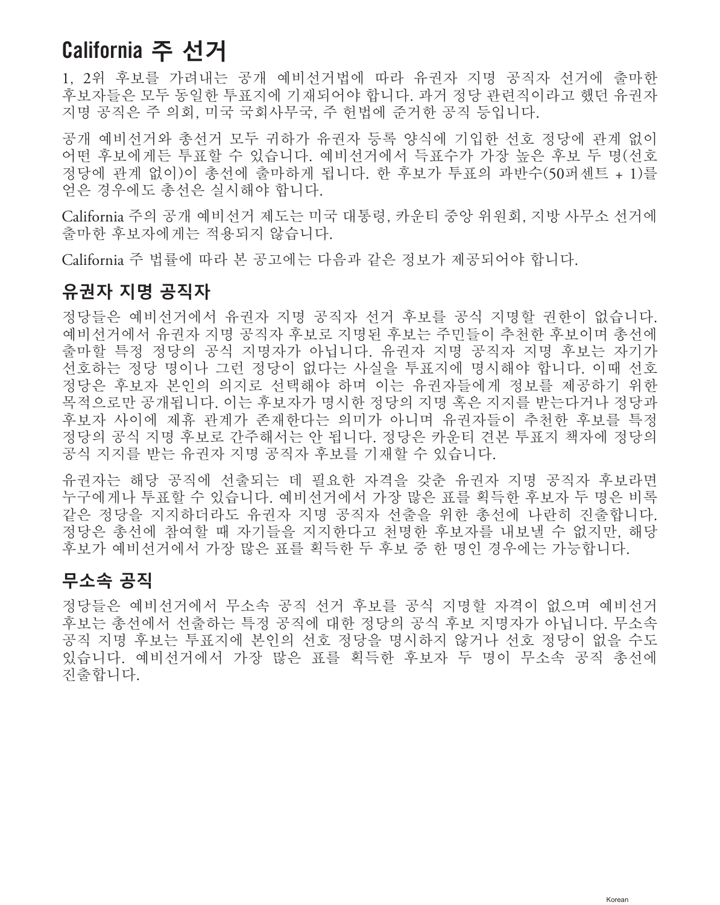# California 주 선거

1, 2위 후보를 가려내는 공개 예비선거법에 따라 유권자 지명 공직자 선거에 출마한 후보자들은 모두 동일한 투표지에 기재되어야 합니다. 과거 정당 관련직이라고 했던 유권자 지명 공직은 주 의회, 미국 국회사무국, 주 헌법에 준거한 공직 등입니다.

공개 예비선거와 총선거 모두 귀하가 유권자 등록 양식에 기입한 선호 정당에 관계 없이 어떤 후보에게든 투표할 수 있습니다. 예비선거에서 득표수가 가장 높은 후보 두 명(선호 정당에 관계 없이)이 총선에 출마하게 됩니다. 한 후보가 투표의 과반수(50퍼센트 + 1)를 얻은 경우에도 총선은 실시해야 합니다.

California 주의 공개 예비선거 제도는 미국 대통령, 카운티 중앙 위원회, 지방 사무소 선거에 출마한 후보자에게는 적용되지 않습니다.

California 주 법률에 따라 본 공고에는 다음과 같은 정보가 제공되어야 합니다.

## 유권자 지명 공직자

정당들은 예비선거에서 유권자 지명 공직자 선거 후보를 공식 지명할 권한이 없습니다. 예비선거에서 유권자 지명 공직자 후보로 지명된 후보는 주민들이 추천한 후보이며 총선에 출마할 특정 정당의 공식 지명자가 아닙니다. 유권자 지명 공직자 지명 후보는 자기가 선호하는 정당 명이나 그런 정당이 없다는 사실을 투표지에 명시해야 합니다. 이때 선호 정당은 후보자 본인의 의지로 선택해야 하며 이는 유권자들에게 정보를 제공하기 위한 목적으로만 공개됩니다. 이는 후보자가 명시한 정당의 지명 혹은 지지를 받는다거나 정당과 후보자 사이에 제휴 관계가 존재한다는 의미가 아니며 유권자들이 추천한 후보를 특정 정당의 공식 지명 후보로 간주해서는 안 됩니다. 정당은 카운티 견본 투표지 책자에 정당의 공식 지지를 받는 유권자 지명 공직자 후보를 기재할 수 있습니다.

유권자는 해당 공직에 선출되는 데 필요한 자격을 갖춘 유권자 지명 공직자 후보라면 누구에게나 투표할 수 있습니다. 예비선거에서 가장 많은 표를 획득한 후보자 두 명은 비록 같은 정당을 지지하더라도 유권자 지명 공직자 선출을 위한 총선에 나란히 진출합니다. 정당은 총선에 참여할 때 자기들을 지지한다고 천명한 후보자를 내보낼 수 없지만, 해당 후보가 예비선거에서 가장 많은 표를 획득한 두 후보 중 한 명인 경우에는 가능합니다.

## 무소속 공직

정당들은 예비선거에서 무소속 공직 선거 후보를 공식 지명할 자격이 없으며 예비선거 후보는 총선에서 선출하는 특정 공직에 대한 정당의 공식 후보 지명자가 아닙니다. 무소속 공직 지명 후보는 투표지에 본인의 선호 정당을 명시하지 않거나 선호 정당이 없을 수도 있습니다. 예비선거에서 가장 많은 표를 획득한 후보자 두 명이 무소속 공직 총선에 진출합니다.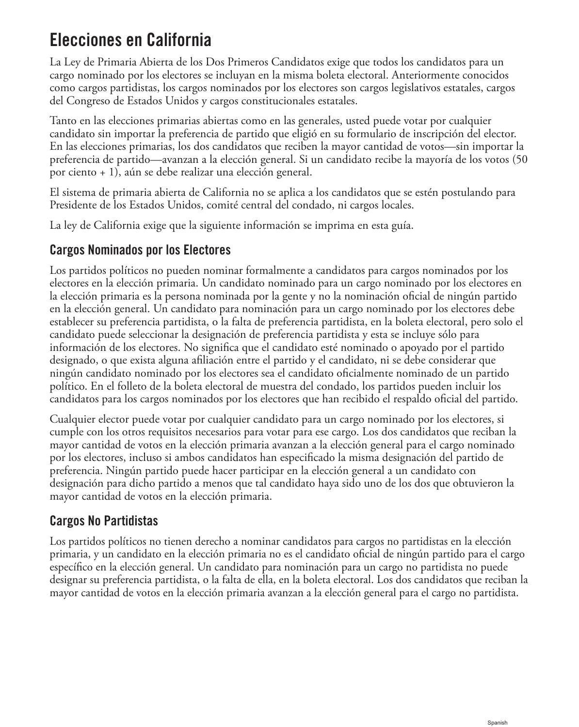# Elecciones en California

La Ley de Primaria Abierta de los Dos Primeros Candidatos exige que todos los candidatos para un cargo nominado por los electores se incluyan en la misma boleta electoral. Anteriormente conocidos como cargos partidistas, los cargos nominados por los electores son cargos legislativos estatales, cargos del Congreso de Estados Unidos y cargos constitucionales estatales.

Tanto en las elecciones primarias abiertas como en las generales, usted puede votar por cualquier candidato sin importar la preferencia de partido que eligió en su formulario de inscripción del elector. En las elecciones primarias, los dos candidatos que reciben la mayor cantidad de votos—sin importar la preferencia de partido—avanzan a la elección general. Si un candidato recibe la mayoría de los votos (50 por ciento + 1), aún se debe realizar una elección general.

El sistema de primaria abierta de California no se aplica a los candidatos que se estén postulando para Presidente de los Estados Unidos, comité central del condado, ni cargos locales.

La ley de California exige que la siguiente información se imprima en esta guía.

## Cargos Nominados por los Electores

Los partidos políticos no pueden nominar formalmente a candidatos para cargos nominados por los electores en la elección primaria. Un candidato nominado para un cargo nominado por los electores en la elección primaria es la persona nominada por la gente y no la nominación oficial de ningún partido en la elección general. Un candidato para nominación para un cargo nominado por los electores debe establecer su preferencia partidista, o la falta de preferencia partidista, en la boleta electoral, pero solo el candidato puede seleccionar la designación de preferencia partidista y esta se incluye sólo para información de los electores. No significa que el candidato esté nominado o apoyado por el partido designado, o que exista alguna afiliación entre el partido y el candidato, ni se debe considerar que ningún candidato nominado por los electores sea el candidato oficialmente nominado de un partido político. En el folleto de la boleta electoral de muestra del condado, los partidos pueden incluir los candidatos para los cargos nominados por los electores que han recibido el respaldo oficial del partido.

Cualquier elector puede votar por cualquier candidato para un cargo nominado por los electores, si cumple con los otros requisitos necesarios para votar para ese cargo. Los dos candidatos que reciban la mayor cantidad de votos en la elección primaria avanzan a la elección general para el cargo nominado por los electores, incluso si ambos candidatos han especificado la misma designación del partido de preferencia. Ningún partido puede hacer participar en la elección general a un candidato con designación para dicho partido a menos que tal candidato haya sido uno de los dos que obtuvieron la mayor cantidad de votos en la elección primaria.

## Cargos No Partidistas

Los partidos políticos no tienen derecho a nominar candidatos para cargos no partidistas en la elección primaria, y un candidato en la elección primaria no es el candidato oficial de ningún partido para el cargo específico en la elección general. Un candidato para nominación para un cargo no partidista no puede designar su preferencia partidista, o la falta de ella, en la boleta electoral. Los dos candidatos que reciban la mayor cantidad de votos en la elección primaria avanzan a la elección general para el cargo no partidista.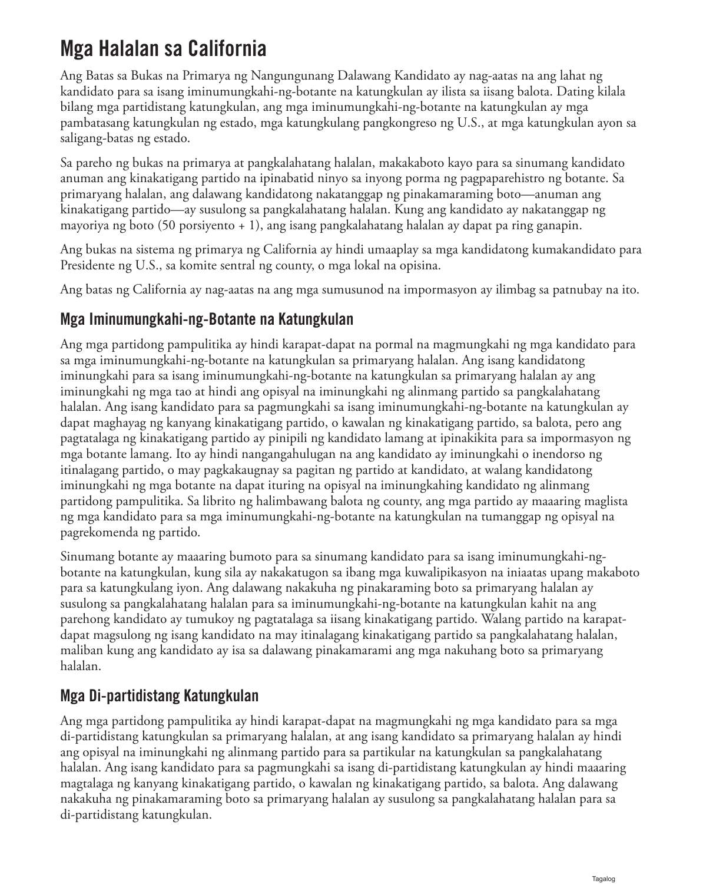# Mga Halalan sa California

Ang Batas sa Bukas na Primarya ng Nangungunang Dalawang Kandidato ay nag-aatas na ang lahat ng kandidato para sa isang iminumungkahi-ng-botante na katungkulan ay ilista sa iisang balota. Dating kilala bilang mga partidistang katungkulan, ang mga iminumungkahi-ng-botante na katungkulan ay mga pambatasang katungkulan ng estado, mga katungkulang pangkongreso ng U.S., at mga katungkulan ayon sa saligang-batas ng estado.

Sa pareho ng bukas na primarya at pangkalahatang halalan, makakaboto kayo para sa sinumang kandidato anuman ang kinakatigang partido na ipinabatid ninyo sa inyong porma ng pagpaparehistro ng botante. Sa primaryang halalan, ang dalawang kandidatong nakatanggap ng pinakamaraming boto—anuman ang kinakatigang partido—ay susulong sa pangkalahatang halalan. Kung ang kandidato ay nakatanggap ng mayoriya ng boto (50 porsiyento + 1), ang isang pangkalahatang halalan ay dapat pa ring ganapin.

Ang bukas na sistema ng primarya ng California ay hindi umaaplay sa mga kandidatong kumakandidato para Presidente ng U.S., sa komite sentral ng county, o mga lokal na opisina.

Ang batas ng California ay nag-aatas na ang mga sumusunod na impormasyon ay ilimbag sa patnubay na ito.

## Mga Iminumungkahi-ng-Botante na Katungkulan

Ang mga partidong pampulitika ay hindi karapat-dapat na pormal na magmungkahi ng mga kandidato para sa mga iminumungkahi-ng-botante na katungkulan sa primaryang halalan. Ang isang kandidatong iminungkahi para sa isang iminumungkahi-ng-botante na katungkulan sa primaryang halalan ay ang iminungkahi ng mga tao at hindi ang opisyal na iminungkahi ng alinmang partido sa pangkalahatang halalan. Ang isang kandidato para sa pagmungkahi sa isang iminumungkahi-ng-botante na katungkulan ay dapat maghayag ng kanyang kinakatigang partido, o kawalan ng kinakatigang partido, sa balota, pero ang pagtatalaga ng kinakatigang partido ay pinipili ng kandidato lamang at ipinakikita para sa impormasyon ng mga botante lamang. Ito ay hindi nangangahulugan na ang kandidato ay iminungkahi o inendorso ng itinalagang partido, o may pagkakaugnay sa pagitan ng partido at kandidato, at walang kandidatong iminungkahi ng mga botante na dapat ituring na opisyal na iminungkahing kandidato ng alinmang partidong pampulitika. Sa librito ng halimbawang balota ng county, ang mga partido ay maaaring maglista ng mga kandidato para sa mga iminumungkahi-ng-botante na katungkulan na tumanggap ng opisyal na pagrekomenda ng partido.

Sinumang botante ay maaaring bumoto para sa sinumang kandidato para sa isang iminumungkahi-ng-botante na katungkulan, kung sila ay nakakatugon sa ibang mga kuwalipikasyon na iniaatas upang makaboto para sa katungkulang iyon. Ang dalawang nakakuha ng pinakamaraming boto sa primaryang halalan ay susulong sa pangkalahatang halalan para sa iminumungkahi-ng-botante na katungkulan kahit na ang parehong kandidato ay tumukoy ng pagtatalaga sa iisang kinakatigang partido. Walang partido na karapat-dapat magsulong ng isang kandidato na may itinalagang kinakatigang partido sa pangkalahatang halalan, maliban kung ang kandidato ay isa sa dalawang pinakamarami ang mga nakuhang boto sa primaryang halalan.

## Mga Di-partidistang Katungkulan

Ang mga partidong pampulitika ay hindi karapat-dapat na magmungkahi ng mga kandidato para sa mga di-partidistang katungkulan sa primaryang halalan, at ang isang kandidato sa primaryang halalan ay hindi ang opisyal na iminungkahi ng alinmang partido para sa partikular na katungkulan sa pangkalahatang halalan. Ang isang kandidato para sa pagmungkahi sa isang di-partidistang katungkulan ay hindi maaaring magtalaga ng kanyang kinakatigang partido, o kawalan ng kinakatigang partido, sa balota. Ang dalawang nakakuha ng pinakamaraming boto sa primaryang halalan ay susulong sa pangkalahatang halalan para sa di-partidistang katungkulan.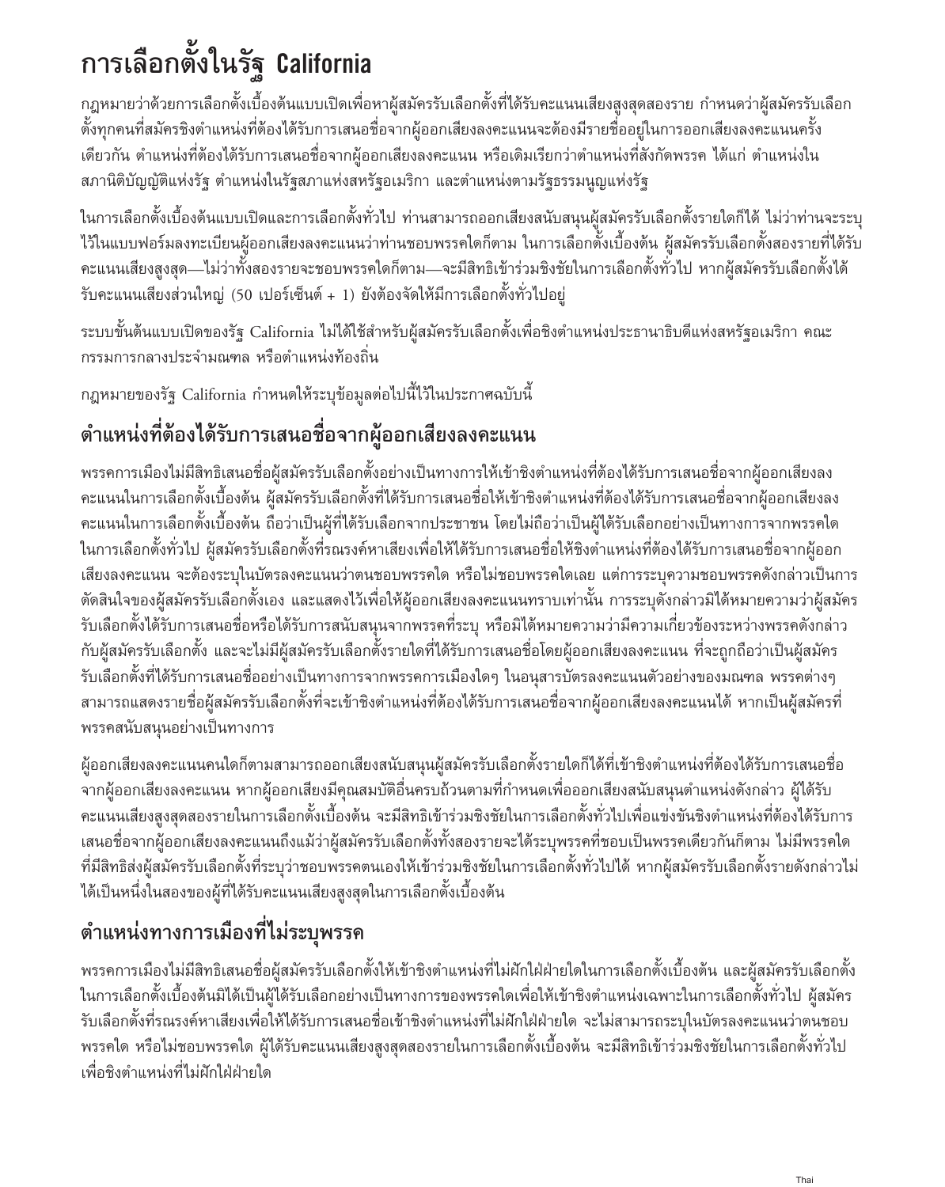# การเลือกตั้งในรัฐ California

กฎหมายว่าด้วยการเลือกตั้งเบื้องต้นแบบเปิดเพื่อหาผู้สมัครรับเลือกตั้งที่ได้รับคะแนนเสียงสูงสุดสองราย กำหนดว่าผู้สมัครรับเลือกตั้งทุกคนที่สมัครชิงตำแหน่งที่ต้องได้รับการเสนอชื่อจากผู้ออกเสียงลงคะแนนจะต้องมีรายชื่ออยู่ในการออกเสียงลงคะแนนครั้งเดียวกัน ตำแหน่งที่ต้องได้รับการเสนอชื่อจากผู้ออกเสียงลงคะแนน หรือเดิมเรียกว่าตำแหน่งที่สังกัดพรรค ได้แก่ ตำแหน่งในสภานิติบัญญัติแห่งรัฐ ตำแหน่งในรัฐสภาแห่งสหรัฐอเมริกา และตำแหน่งตามรัฐธรรมนูญแห่งรัฐ

ในการเลือกตั้งเบื้องต้นแบบเปิดและการเลือกตั้งทั่วไป ท่านสามารถออกเสียงสนับสนุนผู้สมัครรับเลือกตั้งรายใดก็ได้ ไม่ว่าท่านจะระบุไว้ในแบบฟอร์มลงทะเบียนผู้ออกเสียงลงคะแนนว่าท่านชอบพรรคใดก็ตาม ในการเลือกตั้งเบื้องต้น ผู้สมัครรับเลือกตั้งสองรายที่ได้รับคะแนนเสียงสูงสุด—ไม่ว่าทั้งสองรายจะชอบพรรคใดก็ตาม—จะมีสิทธิเข้าร่วมชิงชัยในการเลือกตั้งทั่วไป หากผู้สมัครรับเลือกตั้งได้รับคะแนนเสียงส่วนใหญ่ (50 เปอร์เซ็นต์ + 1) ยังต้องจัดให้มีการเลือกตั้งทั่วไปอยู่

ระบบขั้นต้นแบบเปิดของรัฐ California ไม่ได้ใช้สำหรับผู้สมัครรับเลือกตั้งเพื่อชิงตำแหน่งประธานาธิบดีแห่งสหรัฐอเมริกา คณะกรรมการกลางประจำมณฑล หรือตำแหน่งท้องถิ่น

กฎหมายของรัฐ California กำหนดให้ระบุข้อมูลต่อไปนี้ไว้ในประกาศฉบับนี้

## ตำแหน่งที่ต้องได้รับการเสนอชื่อจากผู้ออกเสียงลงคะแนน

พรรคการเมืองไม่มีสิทธิเสนอชื่อผู้สมัครรับเลือกตั้งอย่างเป็นทางการให้เข้าชิงตำแหน่งที่ต้องได้รับการเสนอชื่อจากผู้ออกเสียงลงคะแนนในการเลือกตั้งเบื้องต้น ผู้สมัครรับเลือกตั้งที่ได้รับการเสนอชื่อให้เข้าชิงตำแหน่งที่ต้องได้รับการเสนอชื่อจากผู้ออกเสียงลงคะแนนในการเลือกตั้งเบื้องต้น ถือว่าเป็นผู้ที่ได้รับเลือกจากประชาชน โดยไม่ถือว่าเป็นผู้ได้รับเลือกอย่างเป็นทางการจากพรรคใดในการเลือกตั้งทั่วไป ผู้สมัครรับเลือกตั้งที่รณรงค์หาเสียงเพื่อให้ได้รับการเสนอชื่อให้ชิงตำแหน่งที่ต้องได้รับการเสนอชื่อจากผู้ออกเสียงลงคะแนน จะต้องระบุในบัตรลงคะแนนว่าตนชอบพรรคใด หรือไม่ชอบพรรคใดเลย แต่การระบุความชอบพรรคดังกล่าวเป็นการตัดสินใจของผู้สมัครรับเลือกตั้งเอง และแสดงไว้เพื่อให้ผู้ออกเสียงลงคะแนนทราบเท่านั้น การระบุดังกล่าวมิได้หมายความว่าผู้สมัครรับเลือกตั้งได้รับการเสนอชื่อหรือได้รับการสนับสนุนจากพรรคที่ระบุ หรือมิได้หมายความว่ามีความเกี่ยวข้องระหว่างพรรคดังกล่าวกับผู้สมัครรับเลือกตั้ง และจะไม่มีผู้สมัครรับเลือกตั้งรายใดที่ได้รับการเสนอชื่อโดยผู้ออกเสียงลงคะแนน ที่จะถูกถือว่าเป็นผู้สมัครรับเลือกตั้งที่ได้รับการเสนอชื่ออย่างเป็นทางการจากพรรคการเมืองใดๆ ในอนุสารบัตรลงคะแนนตัวอย่างของมณฑล พรรคต่างๆ สามารถแสดงรายชื่อผู้สมัครรับเลือกตั้งที่จะเข้าชิงตำแหน่งที่ต้องได้รับการเสนอชื่อจากผู้ออกเสียงลงคะแนนได้ หากเป็นผู้สมัครที่พรรคสนับสนุนอย่างเป็นทางการ

ผู้ออกเสียงลงคะแนนคนใดก็ตามสามารถออกเสียงสนับสนุนผู้สมัครรับเลือกตั้งรายใดก็ได้ที่เข้าชิงตำแหน่งที่ต้องได้รับการเสนอชื่อจากผู้ออกเสียงลงคะแนน หากผู้ออกเสียงมีคุณสมบัติอื่นครบถ้วนตามที่กำหนดเพื่อออกเสียงสนับสนุนตำแหน่งดังกล่าว ผู้ได้รับคะแนนเสียงสูงสุดสองรายในการเลือกตั้งเบื้องต้น จะมีสิทธิเข้าร่วมชิงชัยในการเลือกตั้งทั่วไปเพื่อแข่งขันชิงตำแหน่งที่ต้องได้รับการเสนอชื่อจากผู้ออกเสียงลงคะแนนถึงแม้ว่าผู้สมัครรับเลือกตั้งทั้งสองรายจะได้ระบุพรรคที่ชอบเป็นพรรคเดียวกันก็ตาม ไม่มีพรรคใดที่มีสิทธิส่งผู้สมัครรับเลือกตั้งที่ระบุว่าชอบพรรคตนเองให้เข้าร่วมชิงชัยในการเลือกตั้งทั่วไปได้ หากผู้สมัครรับเลือกตั้งรายดังกล่าวไม่ได้เป็นหนึ่งในสองของผู้ที่ได้รับคะแนนเสียงสูงสุดในการเลือกตั้งเบื้องต้น

## ตำแหน่งทางการเมืองที่ไม่ระบุพรรค

พรรคการเมืองไม่มีสิทธิเสนอชื่อผู้สมัครรับเลือกตั้งให้เข้าชิงตำแหน่งที่ไม่ฝักใฝ่ฝ่ายใดในการเลือกตั้งเบื้องต้น และผู้สมัครรับเลือกตั้งในการเลือกตั้งเบื้องต้นมิได้เป็นผู้ได้รับเลือกอย่างเป็นทางการของพรรคใดเพื่อให้เข้าชิงตำแหน่งเฉพาะในการเลือกตั้งทั่วไป ผู้สมัครรับเลือกตั้งที่รณรงค์หาเสียงเพื่อให้ได้รับการเสนอชื่อเข้าชิงตำแหน่งที่ไม่ฝักใฝ่ฝ่ายใด จะไม่สามารถระบุในบัตรลงคะแนนว่าตนชอบพรรคใด หรือไม่ชอบพรรคใด ผู้ได้รับคะแนนเสียงสูงสุดสองรายในการเลือกตั้งเบื้องต้น จะมีสิทธิเข้าร่วมชิงชัยในการเลือกตั้งทั่วไปเพื่อชิงตำแหน่งที่ไม่ฝักใฝ่ฝ่ายใด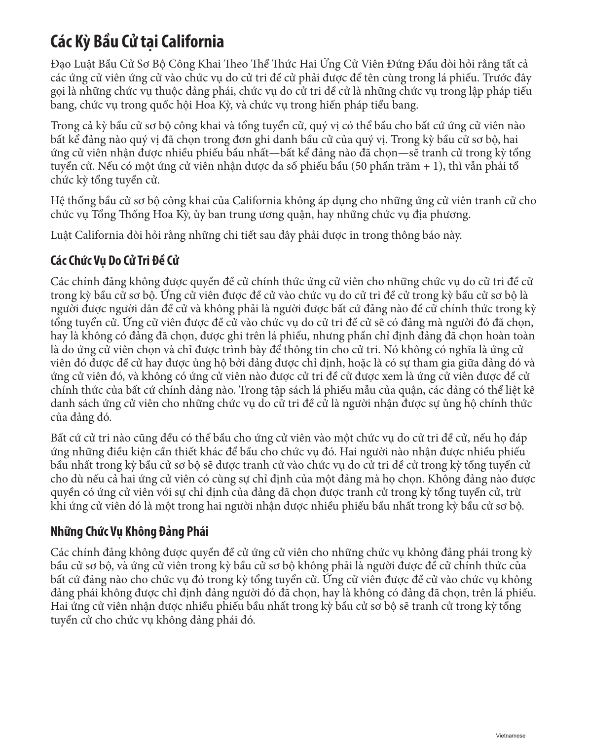# Các Kỳ Bầu Cử tại California

Đạo Luật Bầu Cử Sơ Bộ Công Khai Theo Thể Thức Hai Ứng Cử Viên Đứng Đầu đòi hỏi rằng tất cả các ứng cử viên ứng cử vào chức vụ do cử tri đề cử phải được để tên cùng trong lá phiếu. Trước đây gọi là những chức vụ thuộc đảng phái, chức vụ do cử tri đề cử là những chức vụ trong lập pháp tiểu bang, chức vụ trong quốc hội Hoa Kỳ, và chức vụ trong hiến pháp tiểu bang.

Trong cả kỳ bầu cử sơ bộ công khai và tổng tuyển cử, quý vị có thể bầu cho bất cứ ứng cử viên nào bất kể đảng nào quý vị đã chọn trong đơn ghi danh bầu cử của quý vị. Trong kỳ bầu cử sơ bộ, hai ứng cử viên nhận được nhiều phiếu bầu nhất—bất kể đảng nào đã chọn—sẽ tranh cử trong kỳ tổng tuyển cử. Nếu có một ứng cử viên nhận được đa số phiếu bầu (50 phần trăm + 1), thì vẫn phải tổ chức kỳ tổng tuyển cử.

Hệ thống bầu cử sơ bộ công khai của California không áp dụng cho những ứng cử viên tranh cử cho chức vụ Tổng Thống Hoa Kỳ, ủy ban trung ương quận, hay những chức vụ địa phương.

Luật California đòi hỏi rằng những chi tiết sau đây phải được in trong thông báo này.

## Các Chức Vụ Do Cử Tri Đề Cử

Các chính đảng không được quyền đề cử chính thức ứng cử viên cho những chức vụ do cử tri đề cử trong kỳ bầu cử sơ bộ. Ứng cử viên được đề cử vào chức vụ do cử tri đề cử trong kỳ bầu cử sơ bộ là người được người dân đề cử và không phải là người được bất cứ đảng nào đề cử chính thức trong kỳ tổng tuyển cử. Ứng cử viên được đề cử vào chức vụ do cử tri đề cử sẽ có đảng mà người đó đã chọn, hay là không có đảng đã chọn, được ghi trên lá phiếu, nhưng phần chỉ định đảng đã chọn hoàn toàn là do ứng cử viên chọn và chỉ được trình bày để thông tin cho cử tri. Nó không có nghĩa là ứng cử viên đó được đề cử hay được ủng hộ bởi đảng được chỉ định, hoặc là có sự tham gia giữa đảng đó và ứng cử viên đó, và không có ứng cử viên nào được cử tri đề cử được xem là ứng cử viên được đề cử chính thức của bất cứ chính đảng nào. Trong tập sách lá phiếu mẫu của quận, các đảng có thể liệt kê danh sách ứng cử viên cho những chức vụ do cử tri đề cử là người nhận được sự ủng hộ chính thức của đảng đó.

Bất cứ cử tri nào cũng đều có thể bầu cho ứng cử viên vào một chức vụ do cử tri đề cử, nếu họ đáp ứng những điều kiện cần thiết khác để bầu cho chức vụ đó. Hai người nào nhận được nhiều phiếu bầu nhất trong kỳ bầu cử sơ bộ sẽ được tranh cử vào chức vụ do cử tri đề cử trong kỳ tổng tuyển cử cho dù nếu cả hai ứng cử viên có cùng sự chỉ định của một đảng mà họ chọn. Không đảng nào được quyền có ứng cử viên với sự chỉ định của đảng đã chọn được tranh cử trong kỳ tổng tuyển cử, trừ khi ứng cử viên đó là một trong hai người nhận được nhiều phiếu bầu nhất trong kỳ bầu cử sơ bộ.

## Những Chức Vụ Không Đảng Phái

Các chính đảng không được quyền đề cử ứng cử viên cho những chức vụ không đảng phái trong kỳ bầu cử sơ bộ, và ứng cử viên trong kỳ bầu cử sơ bộ không phải là người được đề cử chính thức của bất cứ đảng nào cho chức vụ đó trong kỳ tổng tuyển cử. Ứng cử viên được đề cử vào chức vụ không đảng phái không được chỉ định đảng người đó đã chọn, hay là không có đảng đã chọn, trên lá phiếu. Hai ứng cử viên nhận được nhiều phiếu bầu nhất trong kỳ bầu cử sơ bộ sẽ tranh cử trong kỳ tổng tuyển cử cho chức vụ không đảng phái đó.